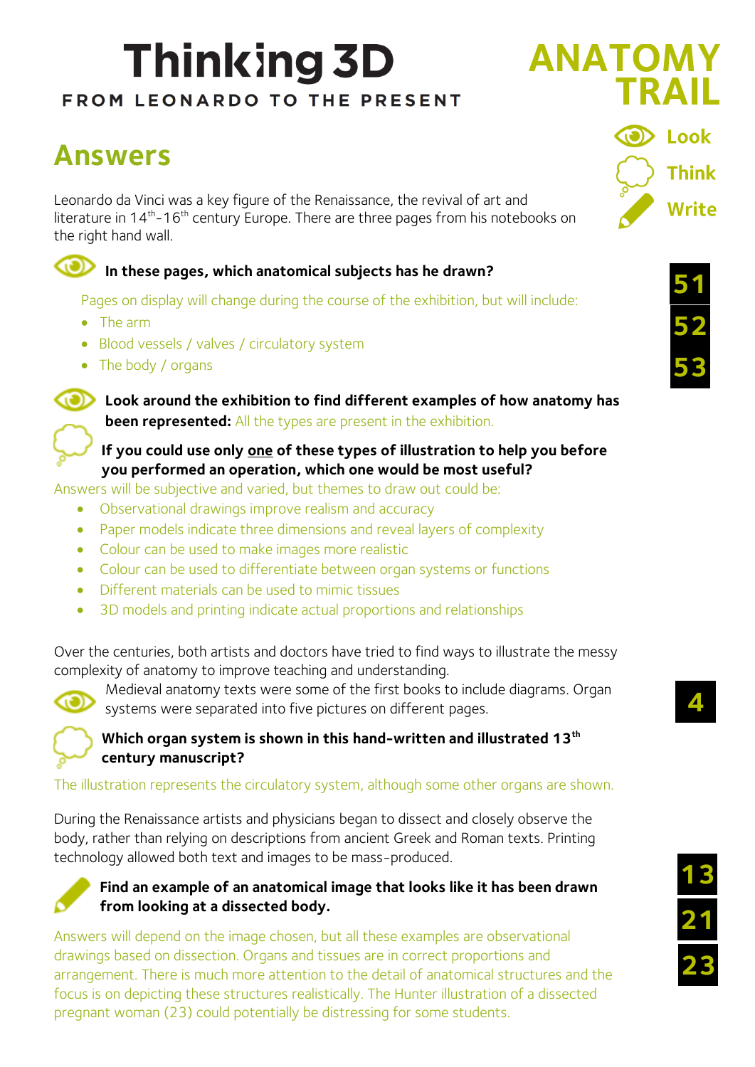# Thinking 3D

FROM LEONARDO TO THE PRESENT

# ANATOMY TRAIL

Look

Think

Write

## Answers

Leonardo da Vinci was a key figure of the Renaissance, the revival of art and literature in 14th–16th century Europe. There are three pages from his notebooks on the right hand wall.

**In these pages, which anatomical subjects has he drawn?**

51 52 53

Pages on display will change during the course of the exhibition, but will include:

- The arm
- Blood vessels / valves / circulatory system
- The body / organs

**Look around the exhibition to find different examples of how anatomy has been represented:** All the types are present in the exhibition.

**If you could use only one of these types of illustration to help you before you performed an operation, which one would be most useful?**

Answers will be subjective and varied, but themes to draw out could be:

- Observational drawings improve realism and accuracy
- Paper models indicate three dimensions and reveal layers of complexity
- Colour can be used to make images more realistic
- Colour can be used to differentiate between organ systems or functions
- Different materials can be used to mimic tissues
- 3D models and printing indicate actual proportions and relationships

Over the centuries, both artists and doctors have tried to find ways to illustrate the messy complexity of anatomy to improve teaching and understanding.

Medieval anatomy texts were some of the first books to include diagrams. Organ systems were separated into five pictures on different pages.

4

**Which organ system is shown in this hand-written and illustrated 13th century manuscript?**

The illustration represents the circulatory system, although some other organs are shown.

During the Renaissance artists and physicians began to dissect and closely observe the body, rather than relying on descriptions from ancient Greek and Roman texts. Printing technology allowed both text and images to be mass-produced.

**Find an example of an anatomical image that looks like it has been drawn from looking at a dissected body.**

13 21 23

Answers will depend on the image chosen, but all these examples are observational drawings based on dissection. Organs and tissues are in correct proportions and arrangement. There is much more attention to the detail of anatomical structures and the focus is on depicting these structures realistically. The Hunter illustration of a dissected pregnant woman (23) could potentially be distressing for some students.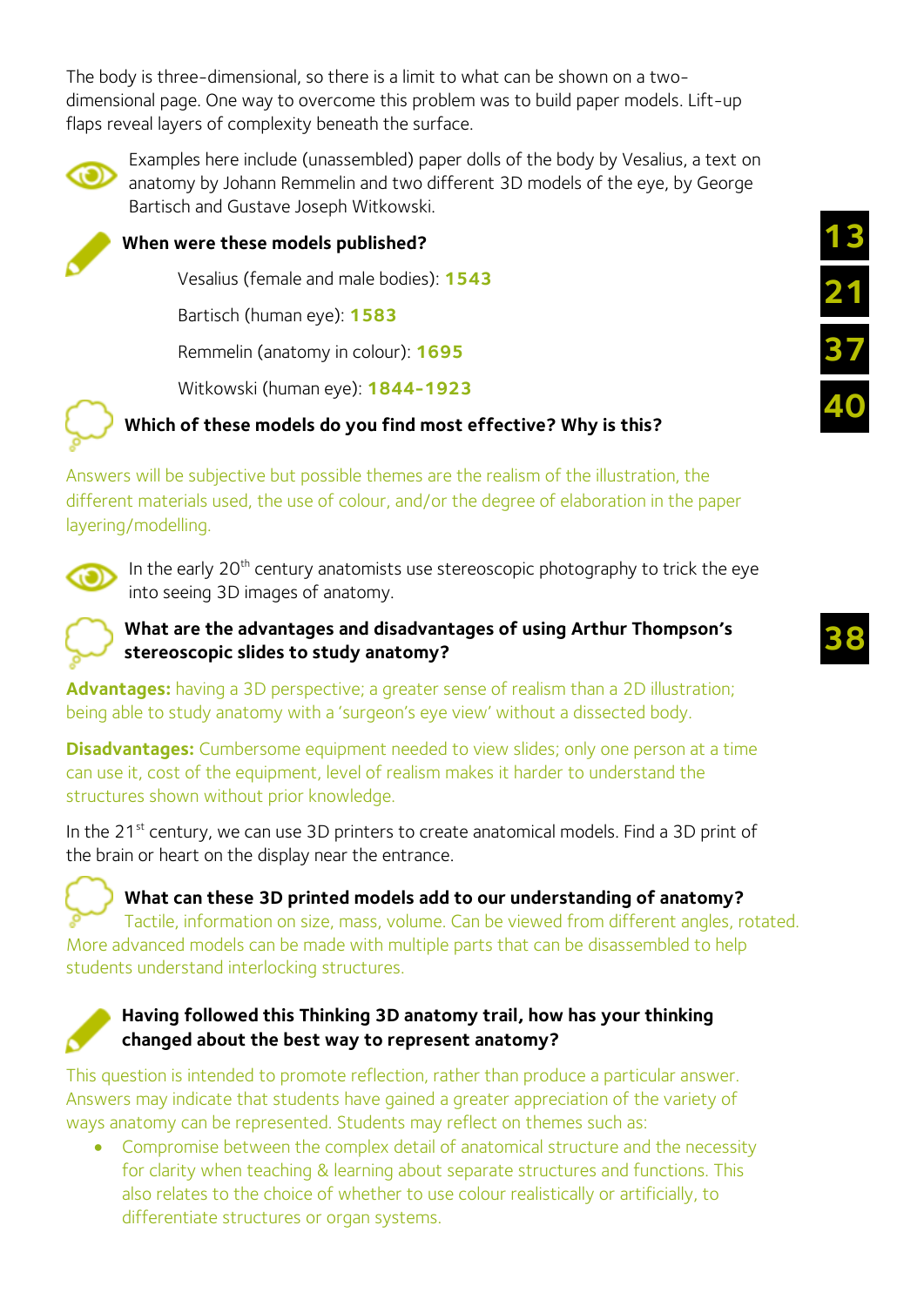The body is three-dimensional, so there is a limit to what can be shown on a two-dimensional page. One way to overcome this problem was to build paper models. Lift-up flaps reveal layers of complexity beneath the surface.

Examples here include (unassembled) paper dolls of the body by Vesalius, a text on anatomy by Johann Remmelin and two different 3D models of the eye, by George Bartisch and Gustave Joseph Witkowski.

13 21 37 40

**When were these models published?**

Vesalius (female and male bodies): **1543**

Bartisch (human eye): **1583**

Remmelin (anatomy in colour): **1695**

Witkowski (human eye): **1844-1923**

**Which of these models do you find most effective? Why is this?**

Answers will be subjective but possible themes are the realism of the illustration, the different materials used, the use of colour, and/or the degree of elaboration in the paper layering/modelling.

In the early 20th century anatomists use stereoscopic photography to trick the eye into seeing 3D images of anatomy.

38

**What are the advantages and disadvantages of using Arthur Thompson's stereoscopic slides to study anatomy?**

**Advantages:** having a 3D perspective; a greater sense of realism than a 2D illustration; being able to study anatomy with a 'surgeon's eye view' without a dissected body.

**Disadvantages:** Cumbersome equipment needed to view slides; only one person at a time can use it, cost of the equipment, level of realism makes it harder to understand the structures shown without prior knowledge.

In the 21st century, we can use 3D printers to create anatomical models. Find a 3D print of the brain or heart on the display near the entrance.

**What can these 3D printed models add to our understanding of anatomy?**

Tactile, information on size, mass, volume. Can be viewed from different angles, rotated. More advanced models can be made with multiple parts that can be disassembled to help students understand interlocking structures.

**Having followed this Thinking 3D anatomy trail, how has your thinking changed about the best way to represent anatomy?**

This question is intended to promote reflection, rather than produce a particular answer. Answers may indicate that students have gained a greater appreciation of the variety of ways anatomy can be represented. Students may reflect on themes such as:

- Compromise between the complex detail of anatomical structure and the necessity for clarity when teaching & learning about separate structures and functions. This also relates to the choice of whether to use colour realistically or artificially, to differentiate structures or organ systems.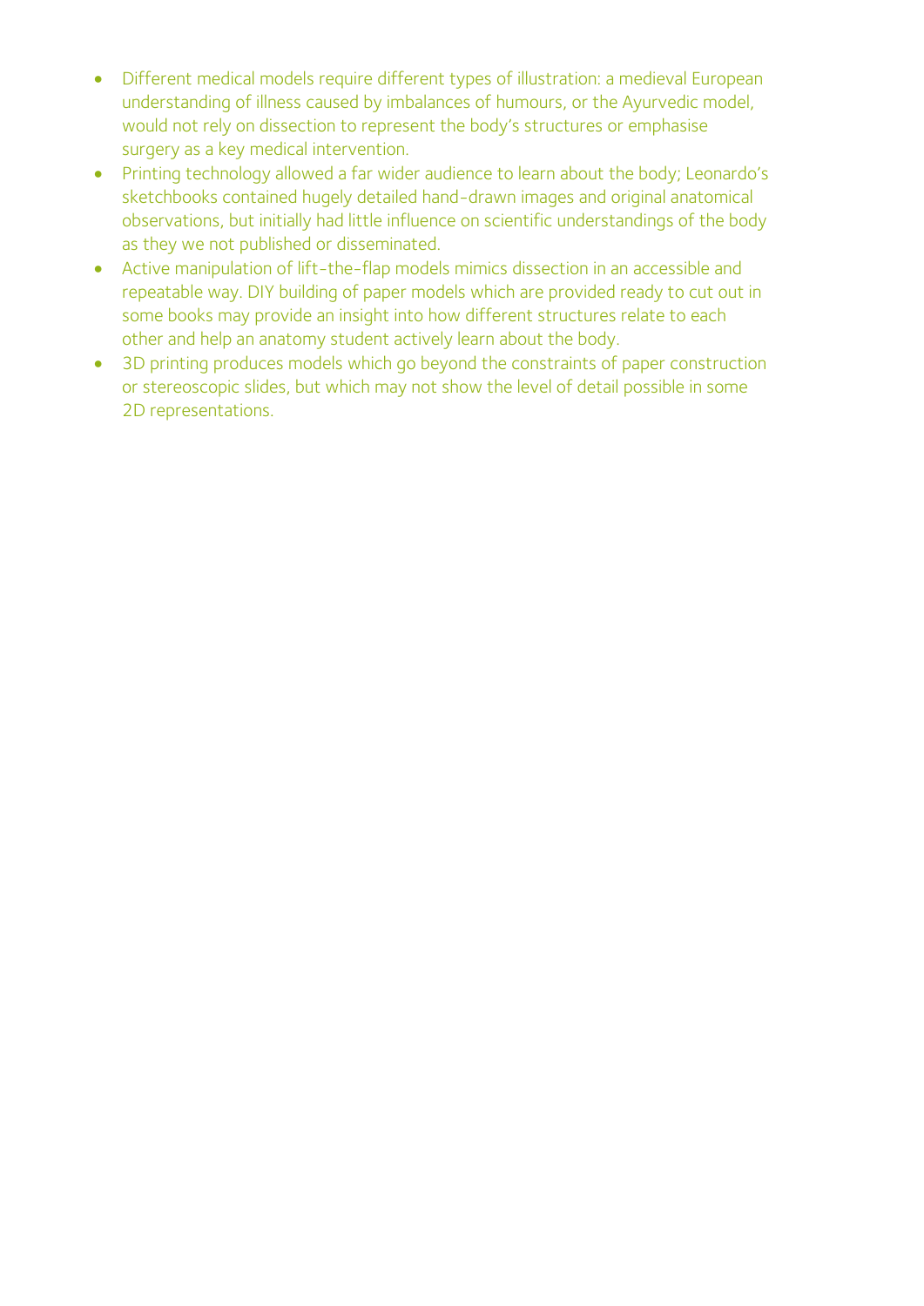- Different medical models require different types of illustration: a medieval European understanding of illness caused by imbalances of humours, or the Ayurvedic model, would not rely on dissection to represent the body's structures or emphasise surgery as a key medical intervention.
- Printing technology allowed a far wider audience to learn about the body; Leonardo's sketchbooks contained hugely detailed hand-drawn images and original anatomical observations, but initially had little influence on scientific understandings of the body as they we not published or disseminated.
- Active manipulation of lift-the-flap models mimics dissection in an accessible and repeatable way. DIY building of paper models which are provided ready to cut out in some books may provide an insight into how different structures relate to each other and help an anatomy student actively learn about the body.
- 3D printing produces models which go beyond the constraints of paper construction or stereoscopic slides, but which may not show the level of detail possible in some 2D representations.